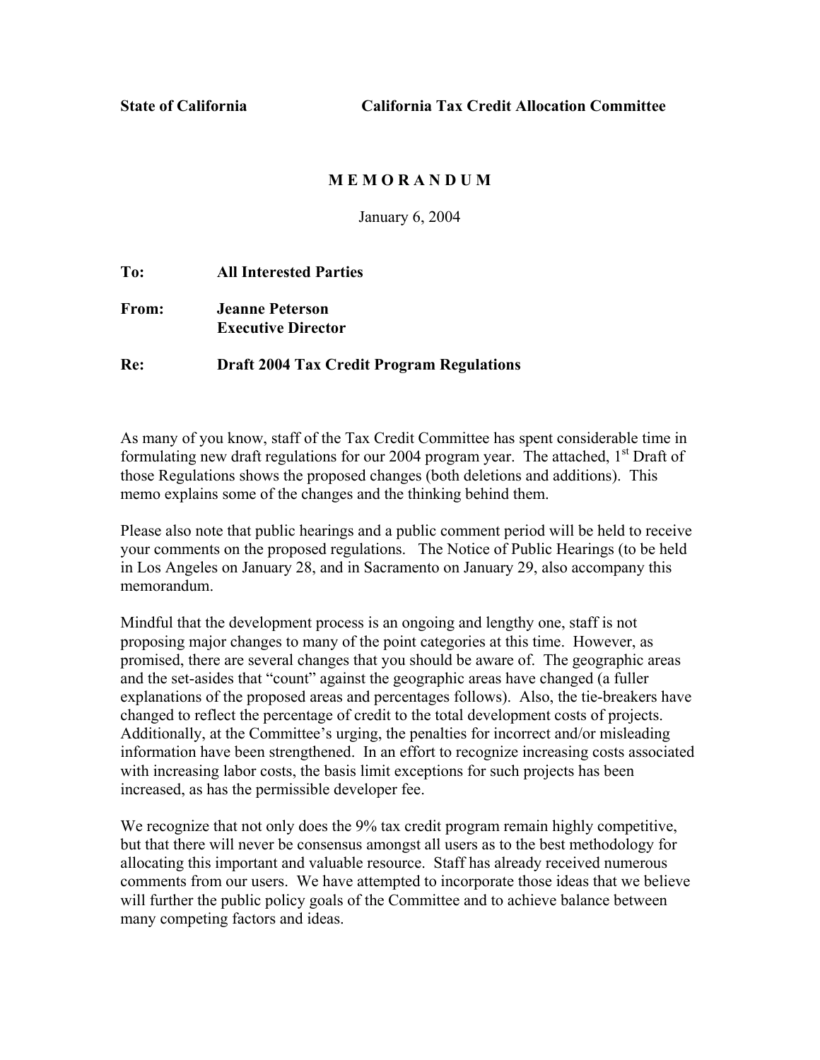**State of California** **California Tax Credit Allocation Committee**

**M E M O R A N D U M**

January 6, 2004

**To:** **All Interested Parties**

**From:** **Jeanne Peterson**
**Executive Director**

**Re:** **Draft 2004 Tax Credit Program Regulations**

As many of you know, staff of the Tax Credit Committee has spent considerable time in formulating new draft regulations for our 2004 program year. The attached, 1st Draft of those Regulations shows the proposed changes (both deletions and additions). This memo explains some of the changes and the thinking behind them.

Please also note that public hearings and a public comment period will be held to receive your comments on the proposed regulations. The Notice of Public Hearings (to be held in Los Angeles on January 28, and in Sacramento on January 29, also accompany this memorandum.

Mindful that the development process is an ongoing and lengthy one, staff is not proposing major changes to many of the point categories at this time. However, as promised, there are several changes that you should be aware of. The geographic areas and the set-asides that "count" against the geographic areas have changed (a fuller explanations of the proposed areas and percentages follows). Also, the tie-breakers have changed to reflect the percentage of credit to the total development costs of projects. Additionally, at the Committee's urging, the penalties for incorrect and/or misleading information have been strengthened. In an effort to recognize increasing costs associated with increasing labor costs, the basis limit exceptions for such projects has been increased, as has the permissible developer fee.

We recognize that not only does the 9% tax credit program remain highly competitive, but that there will never be consensus amongst all users as to the best methodology for allocating this important and valuable resource. Staff has already received numerous comments from our users. We have attempted to incorporate those ideas that we believe will further the public policy goals of the Committee and to achieve balance between many competing factors and ideas.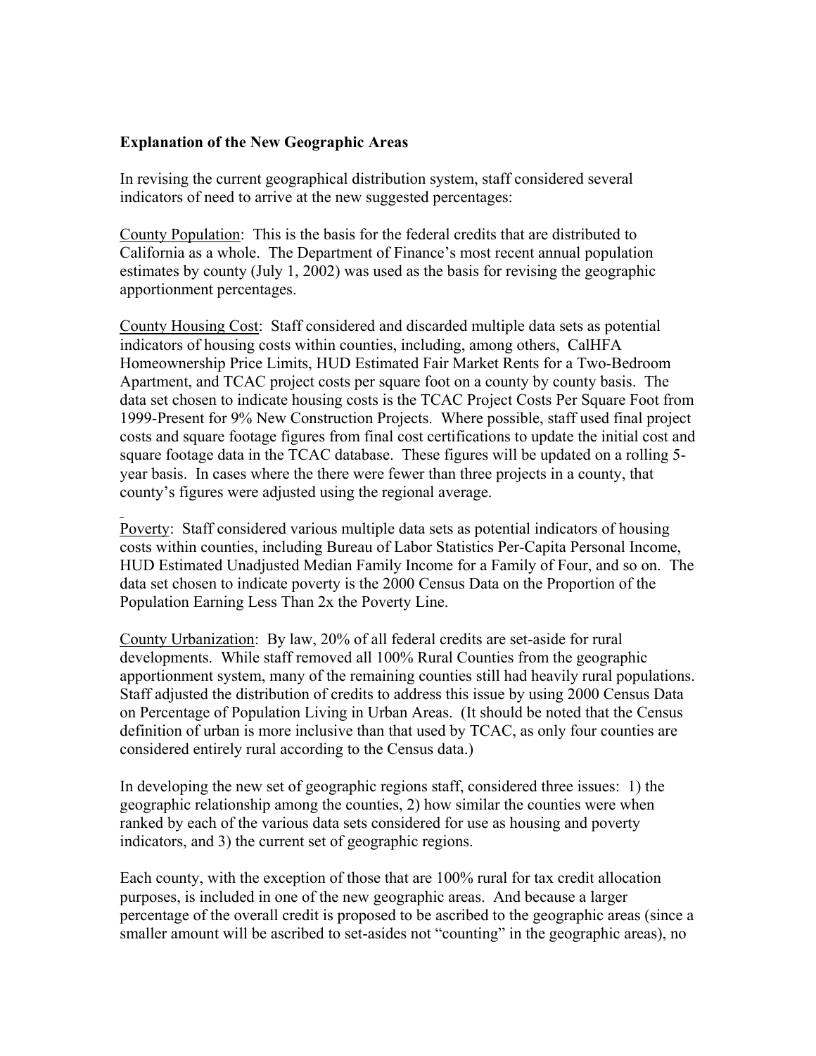**Explanation of the New Geographic Areas**

In revising the current geographical distribution system, staff considered several indicators of need to arrive at the new suggested percentages:

County Population: This is the basis for the federal credits that are distributed to California as a whole. The Department of Finance's most recent annual population estimates by county (July 1, 2002) was used as the basis for revising the geographic apportionment percentages.

County Housing Cost: Staff considered and discarded multiple data sets as potential indicators of housing costs within counties, including, among others, CalHFA Homeownership Price Limits, HUD Estimated Fair Market Rents for a Two-Bedroom Apartment, and TCAC project costs per square foot on a county by county basis. The data set chosen to indicate housing costs is the TCAC Project Costs Per Square Foot from 1999-Present for 9% New Construction Projects. Where possible, staff used final project costs and square footage figures from final cost certifications to update the initial cost and square footage data in the TCAC database. These figures will be updated on a rolling 5-year basis. In cases where the there were fewer than three projects in a county, that county's figures were adjusted using the regional average.

Poverty: Staff considered various multiple data sets as potential indicators of housing costs within counties, including Bureau of Labor Statistics Per-Capita Personal Income, HUD Estimated Unadjusted Median Family Income for a Family of Four, and so on. The data set chosen to indicate poverty is the 2000 Census Data on the Proportion of the Population Earning Less Than 2x the Poverty Line.

County Urbanization: By law, 20% of all federal credits are set-aside for rural developments. While staff removed all 100% Rural Counties from the geographic apportionment system, many of the remaining counties still had heavily rural populations. Staff adjusted the distribution of credits to address this issue by using 2000 Census Data on Percentage of Population Living in Urban Areas. (It should be noted that the Census definition of urban is more inclusive than that used by TCAC, as only four counties are considered entirely rural according to the Census data.)

In developing the new set of geographic regions staff, considered three issues: 1) the geographic relationship among the counties, 2) how similar the counties were when ranked by each of the various data sets considered for use as housing and poverty indicators, and 3) the current set of geographic regions.

Each county, with the exception of those that are 100% rural for tax credit allocation purposes, is included in one of the new geographic areas. And because a larger percentage of the overall credit is proposed to be ascribed to the geographic areas (since a smaller amount will be ascribed to set-asides not "counting" in the geographic areas), no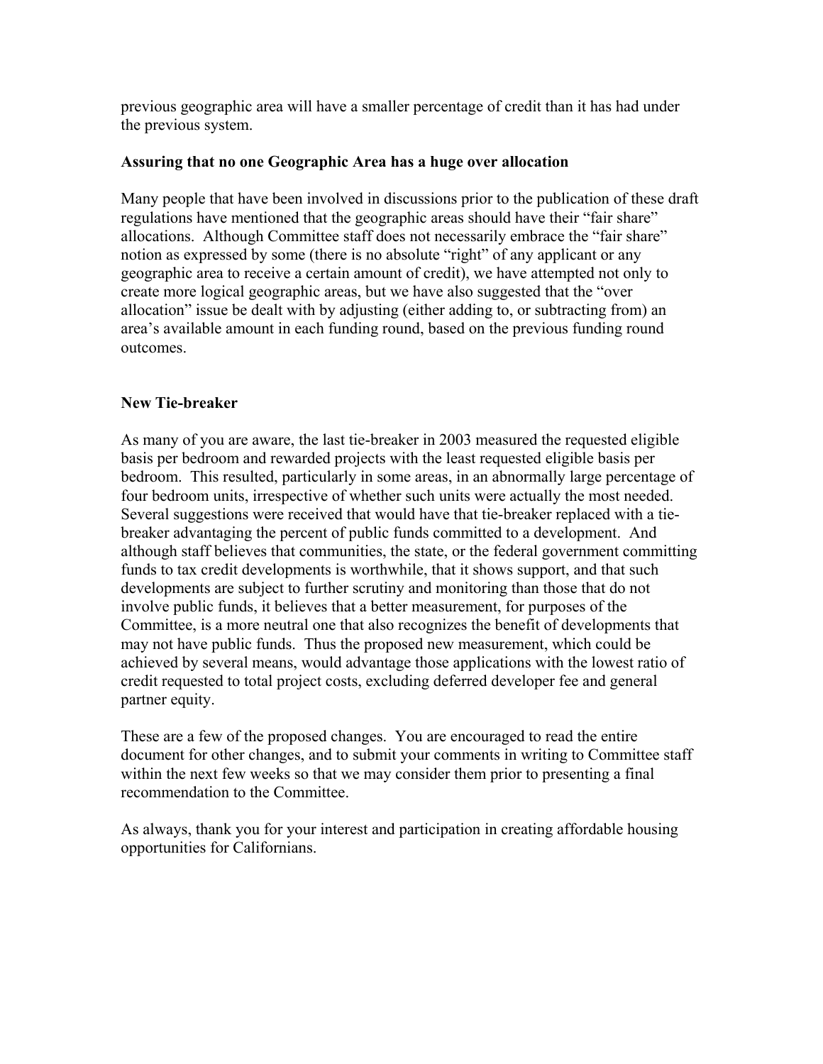previous geographic area will have a smaller percentage of credit than it has had under the previous system.

**Assuring that no one Geographic Area has a huge over allocation**

Many people that have been involved in discussions prior to the publication of these draft regulations have mentioned that the geographic areas should have their "fair share" allocations. Although Committee staff does not necessarily embrace the "fair share" notion as expressed by some (there is no absolute "right" of any applicant or any geographic area to receive a certain amount of credit), we have attempted not only to create more logical geographic areas, but we have also suggested that the "over allocation" issue be dealt with by adjusting (either adding to, or subtracting from) an area's available amount in each funding round, based on the previous funding round outcomes.

**New Tie-breaker**

As many of you are aware, the last tie-breaker in 2003 measured the requested eligible basis per bedroom and rewarded projects with the least requested eligible basis per bedroom. This resulted, particularly in some areas, in an abnormally large percentage of four bedroom units, irrespective of whether such units were actually the most needed. Several suggestions were received that would have that tie-breaker replaced with a tie-breaker advantaging the percent of public funds committed to a development. And although staff believes that communities, the state, or the federal government committing funds to tax credit developments is worthwhile, that it shows support, and that such developments are subject to further scrutiny and monitoring than those that do not involve public funds, it believes that a better measurement, for purposes of the Committee, is a more neutral one that also recognizes the benefit of developments that may not have public funds. Thus the proposed new measurement, which could be achieved by several means, would advantage those applications with the lowest ratio of credit requested to total project costs, excluding deferred developer fee and general partner equity.

These are a few of the proposed changes. You are encouraged to read the entire document for other changes, and to submit your comments in writing to Committee staff within the next few weeks so that we may consider them prior to presenting a final recommendation to the Committee.

As always, thank you for your interest and participation in creating affordable housing opportunities for Californians.